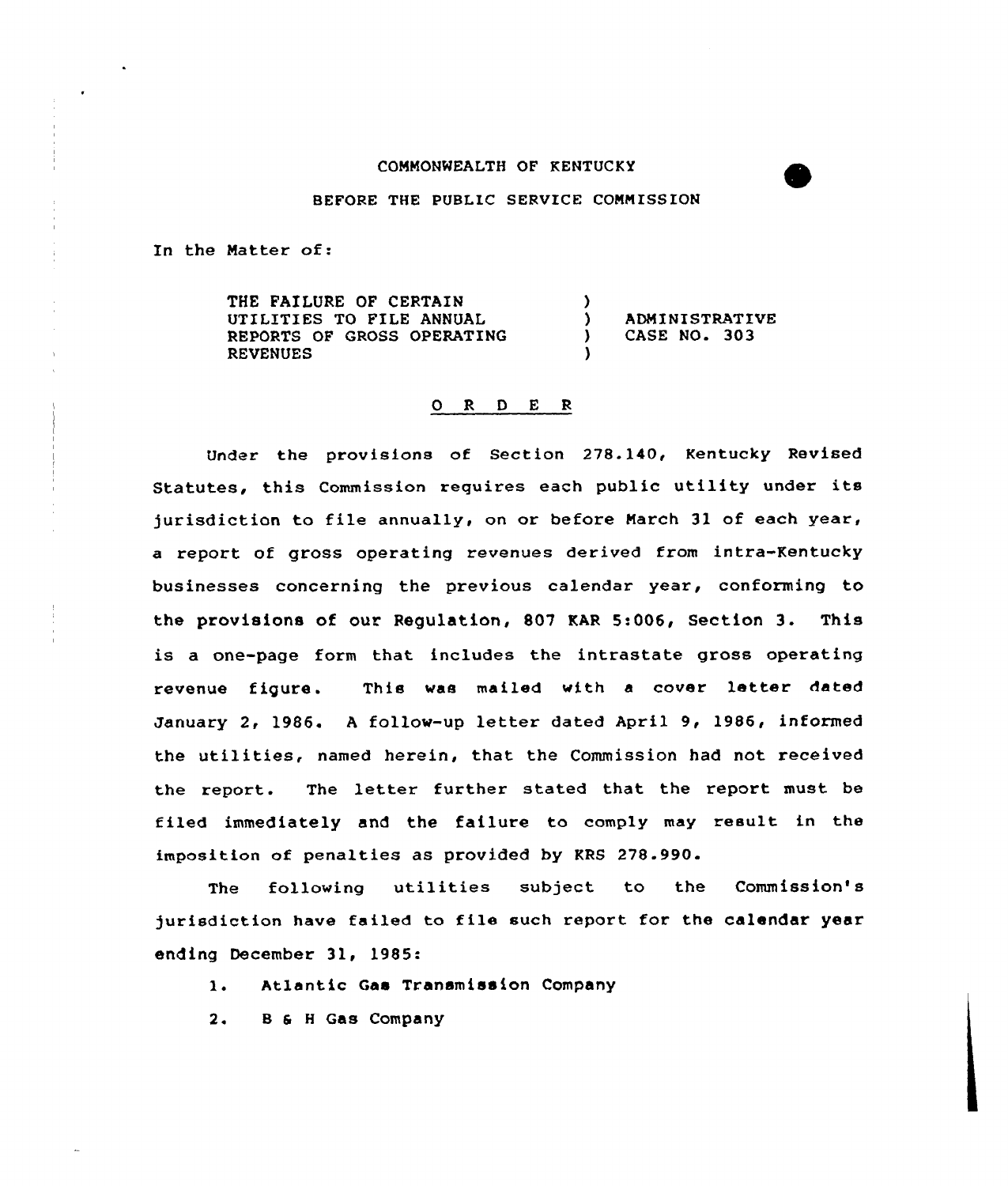COMMONWEALTH OF KENTUCKY

BEFORE THE PUBLIC SERVICE COMMISSION

In the Matter of:

| | | |
|---|---|---|
| THE FAILURE OF CERTAIN UTILITIES TO FILE ANNUAL REPORTS OF GROSS OPERATING REVENUES | ) ) ) ) | ADMINISTRATIVE CASE NO. 303 |

## O R D E R

Under the provisions of Section 278.140, Kentucky Revised Statutes, this Commission requires each public utility under its jurisdiction to file annually, on or before March 31 of each year, a report of gross operating revenues derived from intra-Kentucky businesses concerning the previous calendar year, conforming to the provisions of our Regulation, 807 KAR 5:006, Section 3. This is a one-page form that includes the intrastate gross operating revenue figure. This was mailed with a cover letter dated January 2, 1986. A follow-up letter dated April 9, 1986, informed the utilities, named herein, that the Commission had not received the report. The letter further stated that the report must be filed immediately and the failure to comply may result in the imposition of penalties as provided by KRS 278.990.

The following utilities subject to the Commission's jurisdiction have failed to file such report for the calendar year ending December 31, 1985:

1. Atlantic Gas Transmission Company
2. B & H Gas Company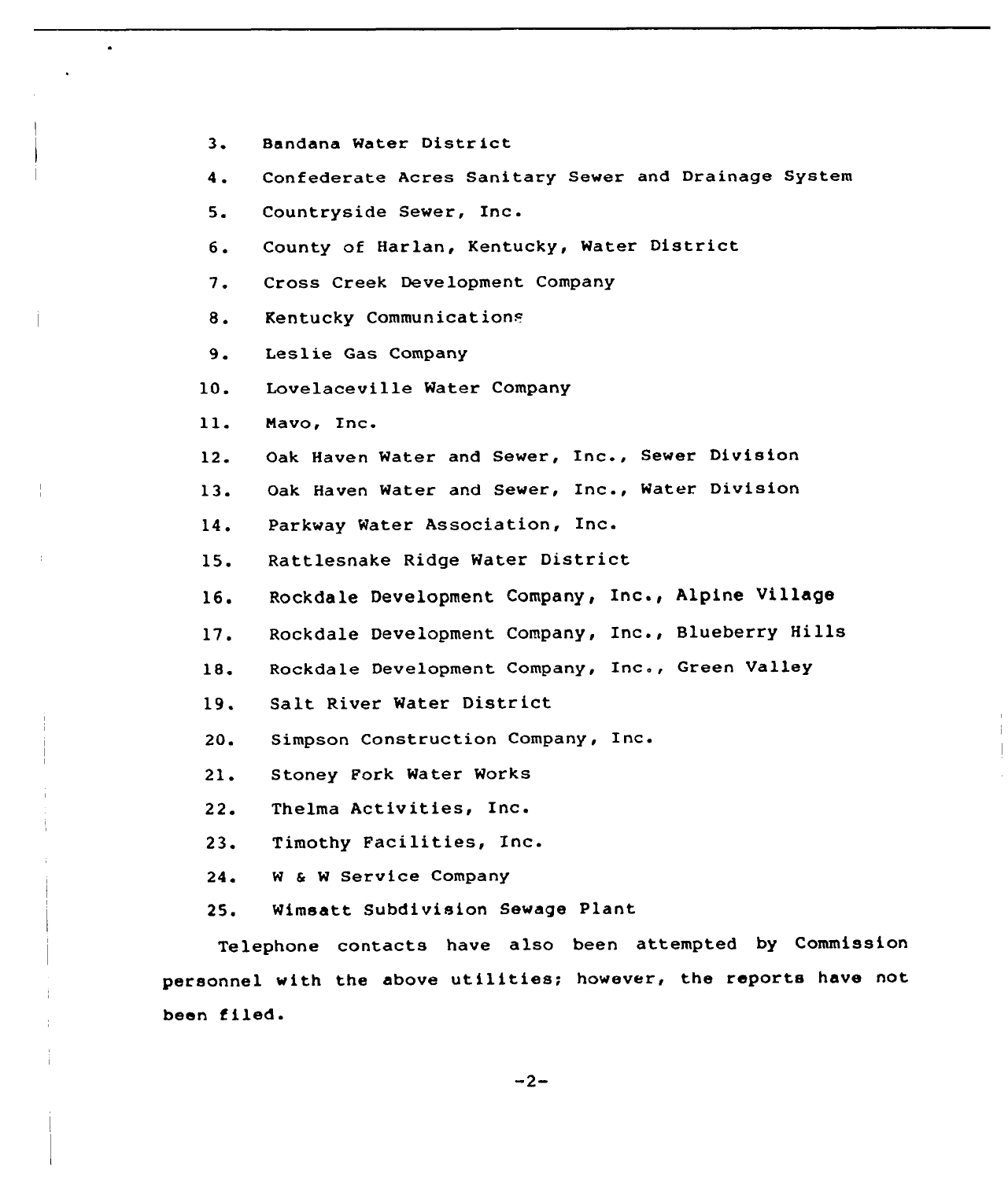3. Bandana Water District
4. Confederate Acres Sanitary Sewer and Drainage System
5. Countryside Sewer, Inc.
6. County of Harlan, Kentucky, Water District
7. Cross Creek Development Company
8. Kentucky Communications
9. Leslie Gas Company
10. Lovelaceville Water Company
11. Mavo, Inc.
12. Oak Haven Water and Sewer, Inc., Sewer Division
13. Oak Haven Water and Sewer, Inc., Water Division
14. Parkway Water Association, Inc.
15. Rattlesnake Ridge Water District
16. Rockdale Development Company, Inc., Alpine Village
17. Rockdale Development Company, Inc., Blueberry Hills
18. Rockdale Development Company, Inc., Green Valley
19. Salt River Water District
20. Simpson Construction Company, Inc.
21. Stoney Fork Water Works
22. Thelma Activities, Inc.
23. Timothy Facilities, Inc.
24. W & W Service Company
25. Wimsatt Subdivision Sewage Plant

Telephone contacts have also been attempted by Commission personnel with the above utilities; however, the reports have not been filed.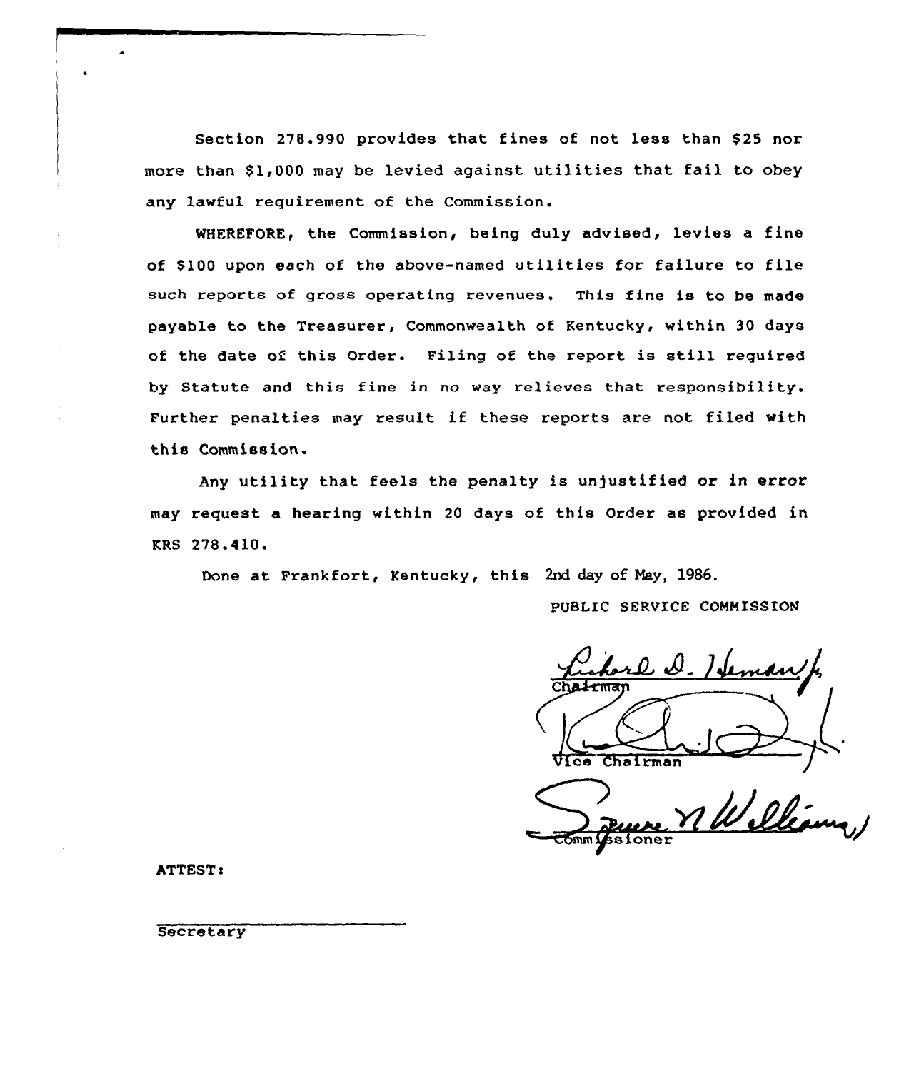Section 278.990 provides that fines of not less than $25 nor more than $1,000 may be levied against utilities that fail to obey any lawful requirement of the Commission.

WHEREFORE, the Commission, being duly advised, levies a fine of $100 upon each of the above-named utilities for failure to file such reports of gross operating revenues. This fine is to be made payable to the Treasurer, Commonwealth of Kentucky, within 30 days of the date of this Order. Filing of the report is still required by Statute and this fine in no way relieves that responsibility. Further penalties may result if these reports are not filed with this Commission.

Any utility that feels the penalty is unjustified or in error may request a hearing within 20 days of this Order as provided in KRS 278.410.

Done at Frankfort, Kentucky, this 2nd day of May, 1986.

PUBLIC SERVICE COMMISSION

Chairman

Vice Chairman

Commissioner

ATTEST:

Secretary